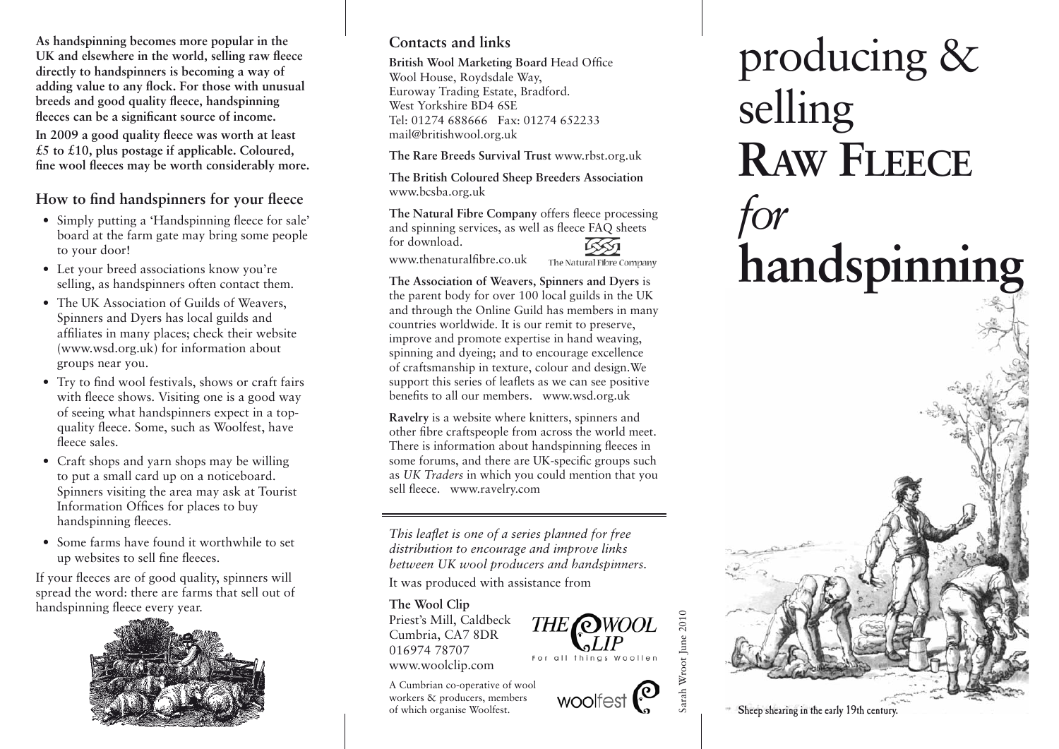# producing & selling RAW FLEECE *for* handspinning

Sheep shearing in the early 19th century.

**As handspinning becomes more popular in the UK and elsewhere in the world, selling raw fleece directly to handspinners is becoming a way of adding value to any flock. For those with unusual breeds and good quality fleece, handspinning fleeces can be a significant source of income.**

**In 2009 a good quality fleece was worth at least £5 to £10, plus postage if applicable. Coloured, fine wool fleeces may be worth considerably more.**

## How to find handspinners for your fleece

- Simply putting a 'Handspinning fleece for sale' board at the farm gate may bring some people to your door!
- Let your breed associations know you're selling, as handspinners often contact them.
- The UK Association of Guilds of Weavers, Spinners and Dyers has local guilds and affiliates in many places; check their website (www.wsd.org.uk) for information about groups near you.
- Try to find wool festivals, shows or craft fairs with fleece shows. Visiting one is a good way of seeing what handspinners expect in a top-quality fleece. Some, such as Woolfest, have fleece sales.
- Craft shops and yarn shops may be willing to put a small card up on a noticeboard. Spinners visiting the area may ask at Tourist Information Offices for places to buy handspinning fleeces.
- Some farms have found it worthwhile to set up websites to sell fine fleeces.

If your fleeces are of good quality, spinners will spread the word: there are farms that sell out of handspinning fleece every year.

## Contacts and links

**British Wool Marketing Board** Head Office
Wool House, Roydsdale Way,
Euroway Trading Estate, Bradford.
West Yorkshire BD4 6SE
Tel: 01274 688666 Fax: 01274 652233
mail@britishwool.org.uk

**The Rare Breeds Survival Trust** www.rbst.org.uk

**The British Coloured Sheep Breeders Association** www.bcsba.org.uk

**The Natural Fibre Company** offers fleece processing and spinning services, as well as fleece FAQ sheets for download.
www.thenaturalfibre.co.uk

**The Association of Weavers, Spinners and Dyers** is the parent body for over 100 local guilds in the UK and through the Online Guild has members in many countries worldwide. It is our remit to preserve, improve and promote expertise in hand weaving, spinning and dyeing; and to encourage excellence of craftsmanship in texture, colour and design. We support this series of leaflets as we can see positive benefits to all our members. www.wsd.org.uk

**Ravelry** is a website where knitters, spinners and other fibre craftspeople from across the world meet. There is information about handspinning fleeces in some forums, and there are UK-specific groups such as *UK Traders* in which you could mention that you sell fleece. www.ravelry.com

---

*This leaflet is one of a series planned for free distribution to encourage and improve links between UK wool producers and handspinners.*

It was produced with assistance from

**The Wool Clip**
Priest's Mill, Caldbeck
Cumbria, CA7 8DR
016974 78707
www.woolclip.com

A Cumbrian co-operative of wool workers & producers, members of which organise Woolfest.

Sarah Wroot June 2010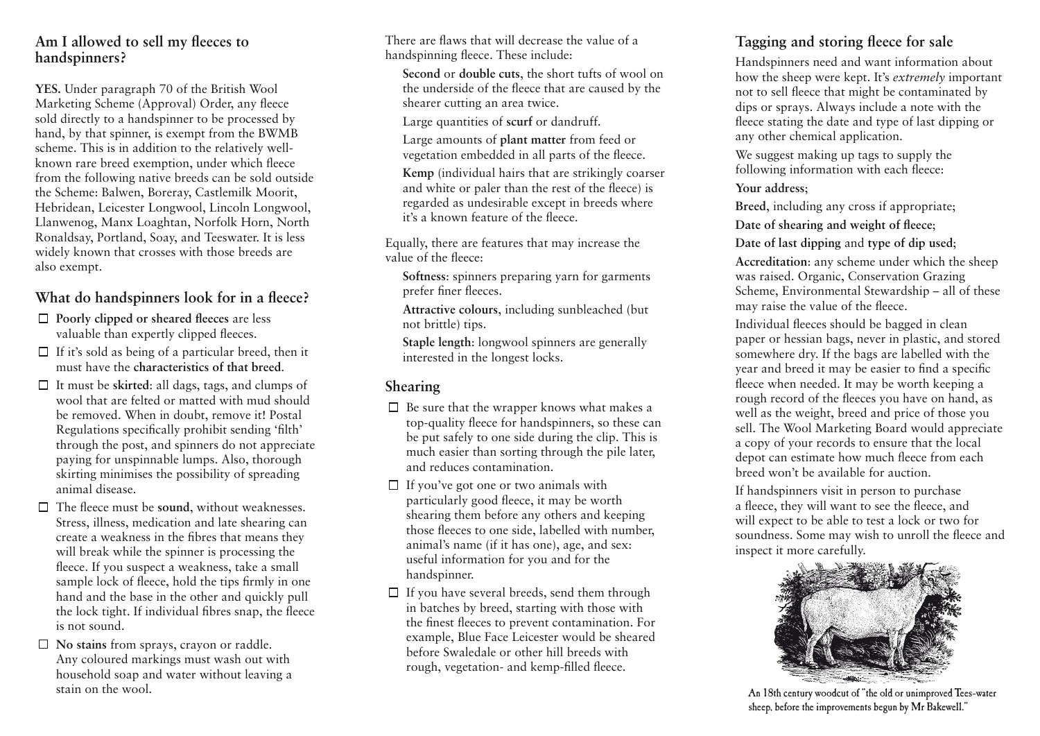## Am I allowed to sell my fleeces to handspinners?

**YES.** Under paragraph 70 of the British Wool Marketing Scheme (Approval) Order, any fleece sold directly to a handspinner to be processed by hand, by that spinner, is exempt from the BWMB scheme. This is in addition to the relatively well-known rare breed exemption, under which fleece from the following native breeds can be sold outside the Scheme: Balwen, Boreray, Castlemilk Moorit, Hebridean, Leicester Longwool, Lincoln Longwool, Llanwenog, Manx Loaghtan, Norfolk Horn, North Ronaldsay, Portland, Soay, and Teeswater. It is less widely known that crosses with those breeds are also exempt.

## What do handspinners look for in a fleece?

- ☐ **Poorly clipped or sheared fleeces** are less valuable than expertly clipped fleeces.
- ☐ If it's sold as being of a particular breed, then it must have the **characteristics of that breed**.
- ☐ It must be **skirted**: all dags, tags, and clumps of wool that are felted or matted with mud should be removed. When in doubt, remove it! Postal Regulations specifically prohibit sending 'filth' through the post, and spinners do not appreciate paying for unspinnable lumps. Also, thorough skirting minimises the possibility of spreading animal disease.
- ☐ The fleece must be **sound**, without weaknesses. Stress, illness, medication and late shearing can create a weakness in the fibres that means they will break while the spinner is processing the fleece. If you suspect a weakness, take a small sample lock of fleece, hold the tips firmly in one hand and the base in the other and quickly pull the lock tight. If individual fibres snap, the fleece is not sound.
- ☐ **No stains** from sprays, crayon or raddle. Any coloured markings must wash out with household soap and water without leaving a stain on the wool.

There are flaws that will decrease the value of a handspinning fleece. These include:

**Second** or **double cuts**, the short tufts of wool on the underside of the fleece that are caused by the shearer cutting an area twice.

Large quantities of **scurf** or dandruff.

Large amounts of **plant matter** from feed or vegetation embedded in all parts of the fleece.

**Kemp** (individual hairs that are strikingly coarser and white or paler than the rest of the fleece) is regarded as undesirable except in breeds where it's a known feature of the fleece.

Equally, there are features that may increase the value of the fleece:

**Softness**: spinners preparing yarn for garments prefer finer fleeces.

**Attractive colours**, including sunbleached (but not brittle) tips.

**Staple length**: longwool spinners are generally interested in the longest locks.

## Shearing

- ☐ Be sure that the wrapper knows what makes a top-quality fleece for handspinners, so these can be put safely to one side during the clip. This is much easier than sorting through the pile later, and reduces contamination.
- ☐ If you've got one or two animals with particularly good fleece, it may be worth shearing them before any others and keeping those fleeces to one side, labelled with number, animal's name (if it has one), age, and sex: useful information for you and for the handspinner.
- ☐ If you have several breeds, send them through in batches by breed, starting with those with the finest fleeces to prevent contamination. For example, Blue Face Leicester would be sheared before Swaledale or other hill breeds with rough, vegetation- and kemp-filled fleece.

## Tagging and storing fleece for sale

Handspinners need and want information about how the sheep were kept. It's *extremely* important not to sell fleece that might be contaminated by dips or sprays. Always include a note with the fleece stating the date and type of last dipping or any other chemical application.

We suggest making up tags to supply the following information with each fleece:

**Your address**;

**Breed**, including any cross if appropriate;

**Date of shearing and weight of fleece**;

**Date of last dipping** and **type of dip used**;

**Accreditation**: any scheme under which the sheep was raised. Organic, Conservation Grazing Scheme, Environmental Stewardship – all of these may raise the value of the fleece.

Individual fleeces should be bagged in clean paper or hessian bags, never in plastic, and stored somewhere dry. If the bags are labelled with the year and breed it may be easier to find a specific fleece when needed. It may be worth keeping a rough record of the fleeces you have on hand, as well as the weight, breed and price of those you sell. The Wool Marketing Board would appreciate a copy of your records to ensure that the local depot can estimate how much fleece from each breed won't be available for auction.

If handspinners visit in person to purchase a fleece, they will want to see the fleece, and will expect to be able to test a lock or two for soundness. Some may wish to unroll the fleece and inspect it more carefully.

An 18th century woodcut of "the old or unimproved Tees-water sheep, before the improvements begun by Mr Bakewell."